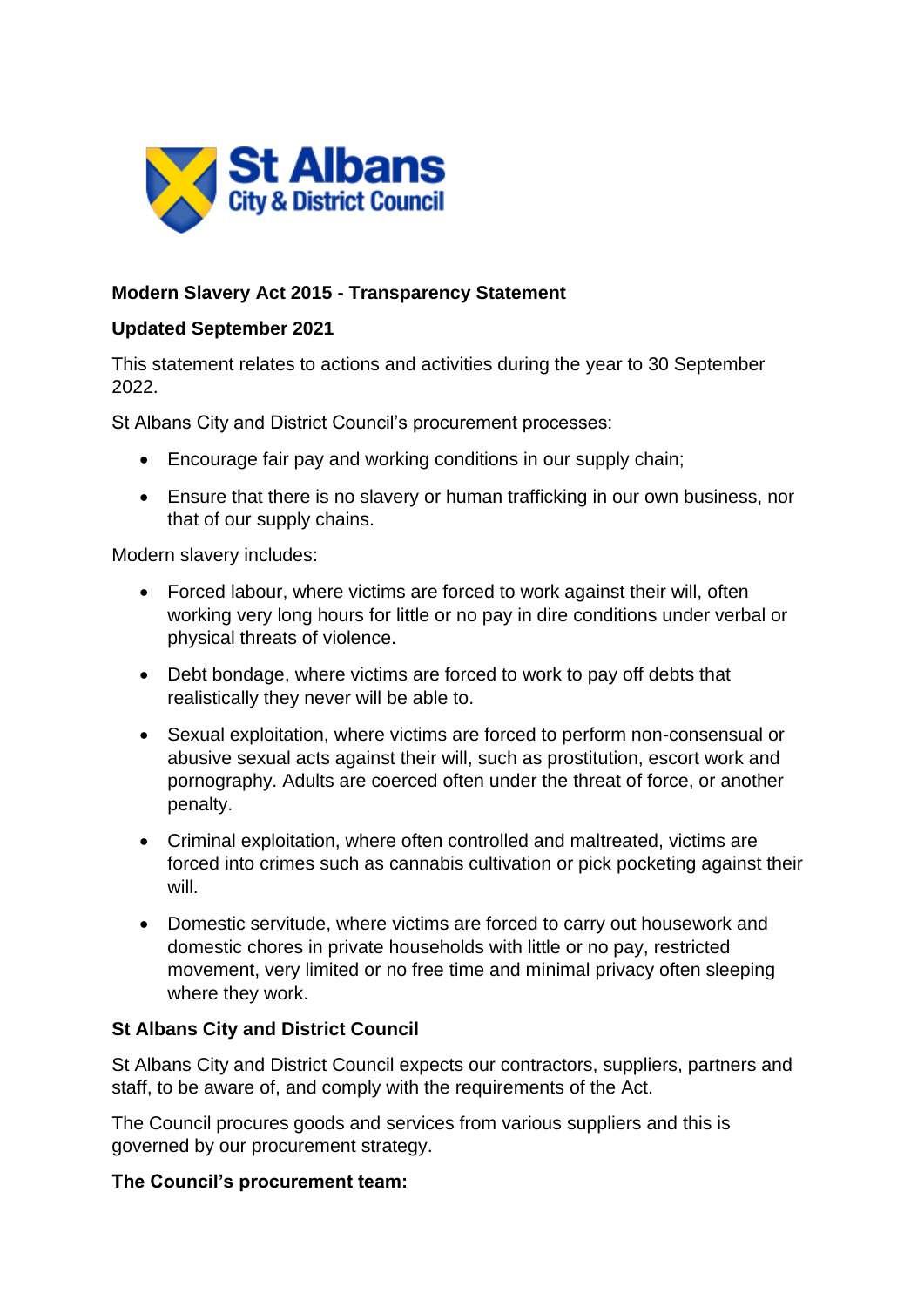St Albans City & District Council

**Modern Slavery Act 2015 - Transparency Statement**

**Updated September 2021**

This statement relates to actions and activities during the year to 30 September 2022.

St Albans City and District Council's procurement processes:

- Encourage fair pay and working conditions in our supply chain;
- Ensure that there is no slavery or human trafficking in our own business, nor that of our supply chains.

Modern slavery includes:

- Forced labour, where victims are forced to work against their will, often working very long hours for little or no pay in dire conditions under verbal or physical threats of violence.
- Debt bondage, where victims are forced to work to pay off debts that realistically they never will be able to.
- Sexual exploitation, where victims are forced to perform non-consensual or abusive sexual acts against their will, such as prostitution, escort work and pornography. Adults are coerced often under the threat of force, or another penalty.
- Criminal exploitation, where often controlled and maltreated, victims are forced into crimes such as cannabis cultivation or pick pocketing against their will.
- Domestic servitude, where victims are forced to carry out housework and domestic chores in private households with little or no pay, restricted movement, very limited or no free time and minimal privacy often sleeping where they work.

**St Albans City and District Council**

St Albans City and District Council expects our contractors, suppliers, partners and staff, to be aware of, and comply with the requirements of the Act.

The Council procures goods and services from various suppliers and this is governed by our procurement strategy.

**The Council's procurement team:**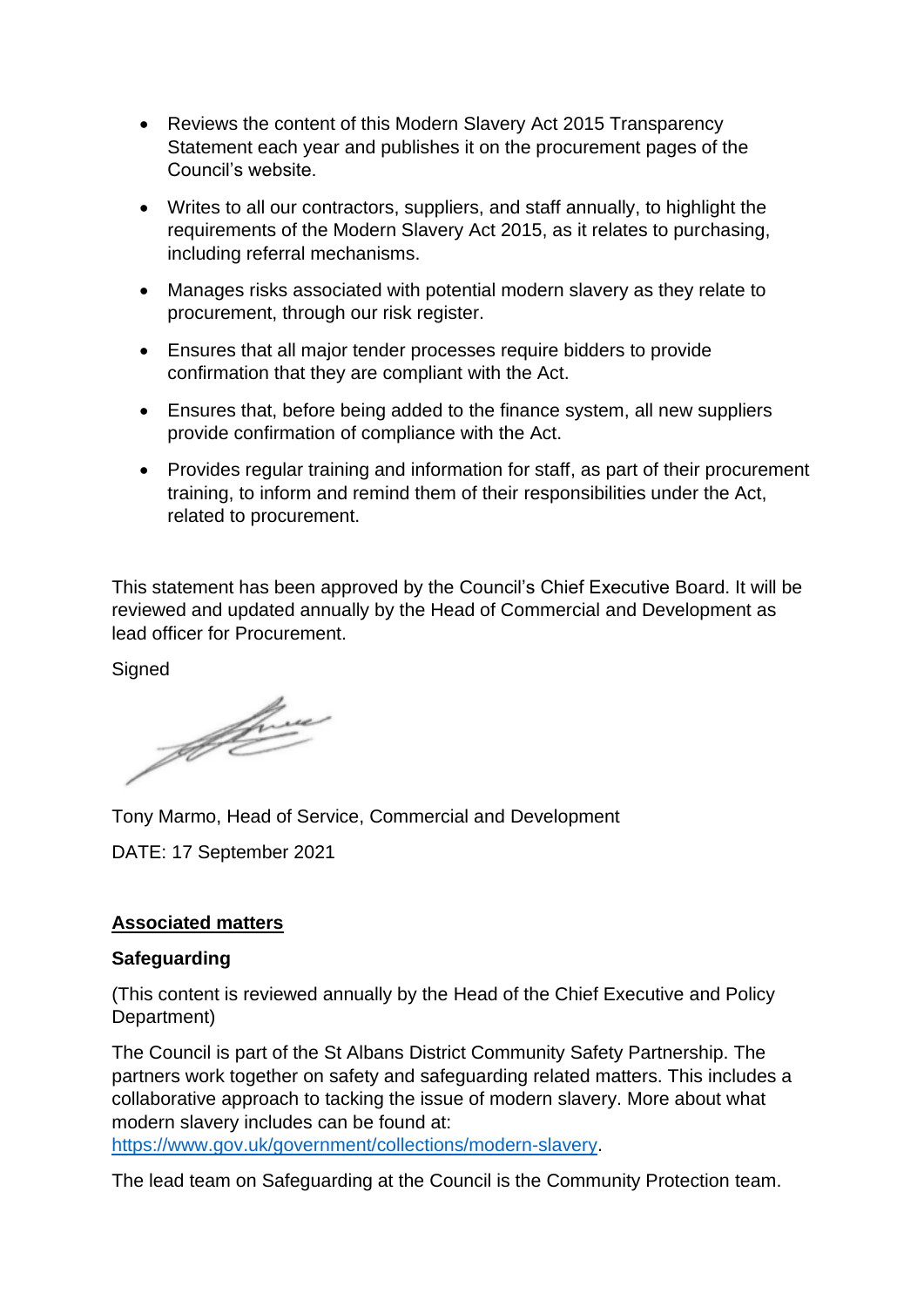- Reviews the content of this Modern Slavery Act 2015 Transparency Statement each year and publishes it on the procurement pages of the Council's website.
- Writes to all our contractors, suppliers, and staff annually, to highlight the requirements of the Modern Slavery Act 2015, as it relates to purchasing, including referral mechanisms.
- Manages risks associated with potential modern slavery as they relate to procurement, through our risk register.
- Ensures that all major tender processes require bidders to provide confirmation that they are compliant with the Act.
- Ensures that, before being added to the finance system, all new suppliers provide confirmation of compliance with the Act.
- Provides regular training and information for staff, as part of their procurement training, to inform and remind them of their responsibilities under the Act, related to procurement.

This statement has been approved by the Council's Chief Executive Board. It will be reviewed and updated annually by the Head of Commercial and Development as lead officer for Procurement.

Signed

Tony Marmo, Head of Service, Commercial and Development

DATE: 17 September 2021

**Associated matters**

**Safeguarding**

(This content is reviewed annually by the Head of the Chief Executive and Policy Department)

The Council is part of the St Albans District Community Safety Partnership. The partners work together on safety and safeguarding related matters. This includes a collaborative approach to tacking the issue of modern slavery. More about what modern slavery includes can be found at: https://www.gov.uk/government/collections/modern-slavery.

The lead team on Safeguarding at the Council is the Community Protection team.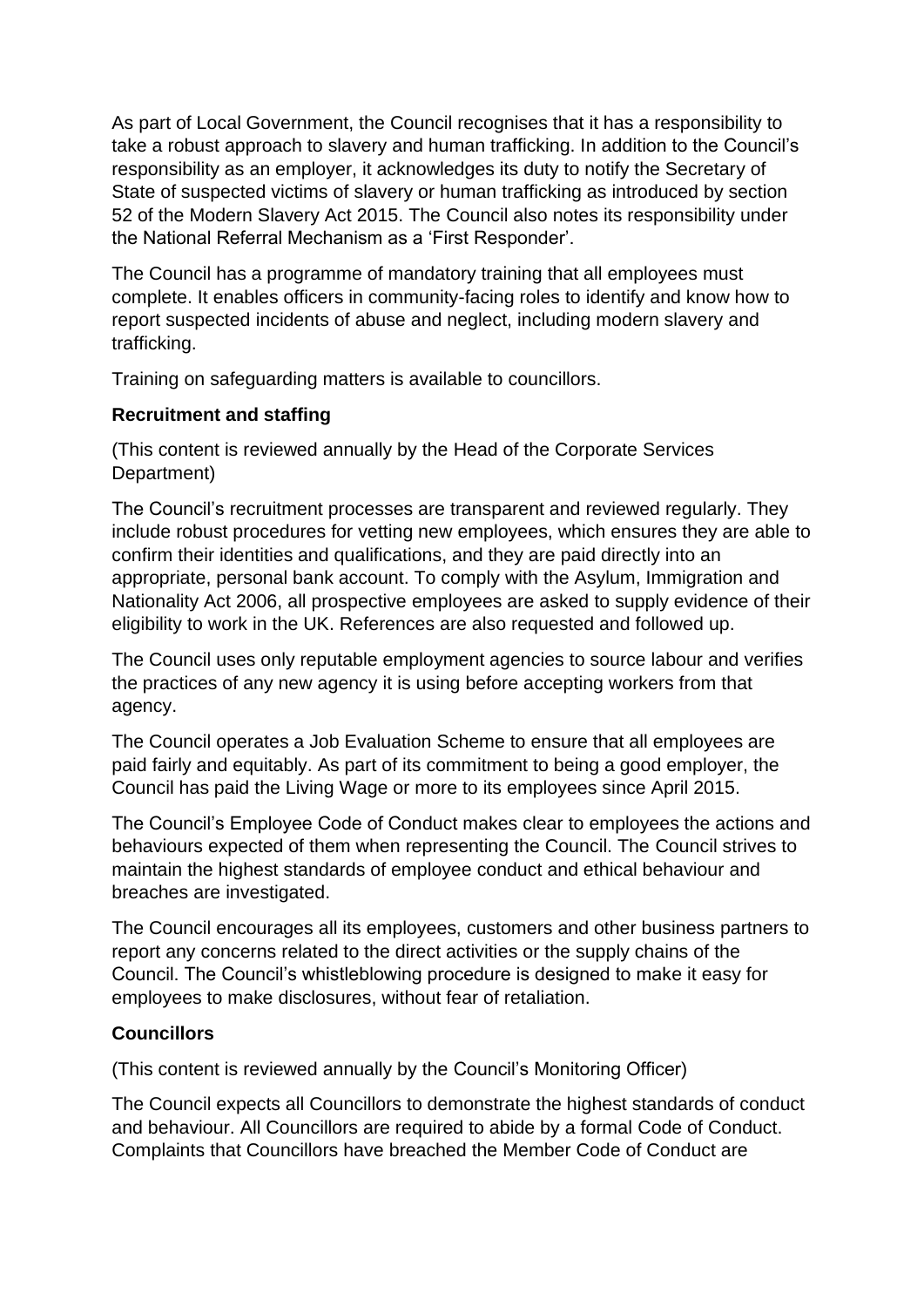As part of Local Government, the Council recognises that it has a responsibility to take a robust approach to slavery and human trafficking. In addition to the Council's responsibility as an employer, it acknowledges its duty to notify the Secretary of State of suspected victims of slavery or human trafficking as introduced by section 52 of the Modern Slavery Act 2015. The Council also notes its responsibility under the National Referral Mechanism as a 'First Responder'.

The Council has a programme of mandatory training that all employees must complete. It enables officers in community-facing roles to identify and know how to report suspected incidents of abuse and neglect, including modern slavery and trafficking.

Training on safeguarding matters is available to councillors.

**Recruitment and staffing**

(This content is reviewed annually by the Head of the Corporate Services Department)

The Council's recruitment processes are transparent and reviewed regularly. They include robust procedures for vetting new employees, which ensures they are able to confirm their identities and qualifications, and they are paid directly into an appropriate, personal bank account. To comply with the Asylum, Immigration and Nationality Act 2006, all prospective employees are asked to supply evidence of their eligibility to work in the UK. References are also requested and followed up.

The Council uses only reputable employment agencies to source labour and verifies the practices of any new agency it is using before accepting workers from that agency.

The Council operates a Job Evaluation Scheme to ensure that all employees are paid fairly and equitably. As part of its commitment to being a good employer, the Council has paid the Living Wage or more to its employees since April 2015.

The Council's Employee Code of Conduct makes clear to employees the actions and behaviours expected of them when representing the Council. The Council strives to maintain the highest standards of employee conduct and ethical behaviour and breaches are investigated.

The Council encourages all its employees, customers and other business partners to report any concerns related to the direct activities or the supply chains of the Council. The Council's whistleblowing procedure is designed to make it easy for employees to make disclosures, without fear of retaliation.

**Councillors**

(This content is reviewed annually by the Council's Monitoring Officer)

The Council expects all Councillors to demonstrate the highest standards of conduct and behaviour. All Councillors are required to abide by a formal Code of Conduct. Complaints that Councillors have breached the Member Code of Conduct are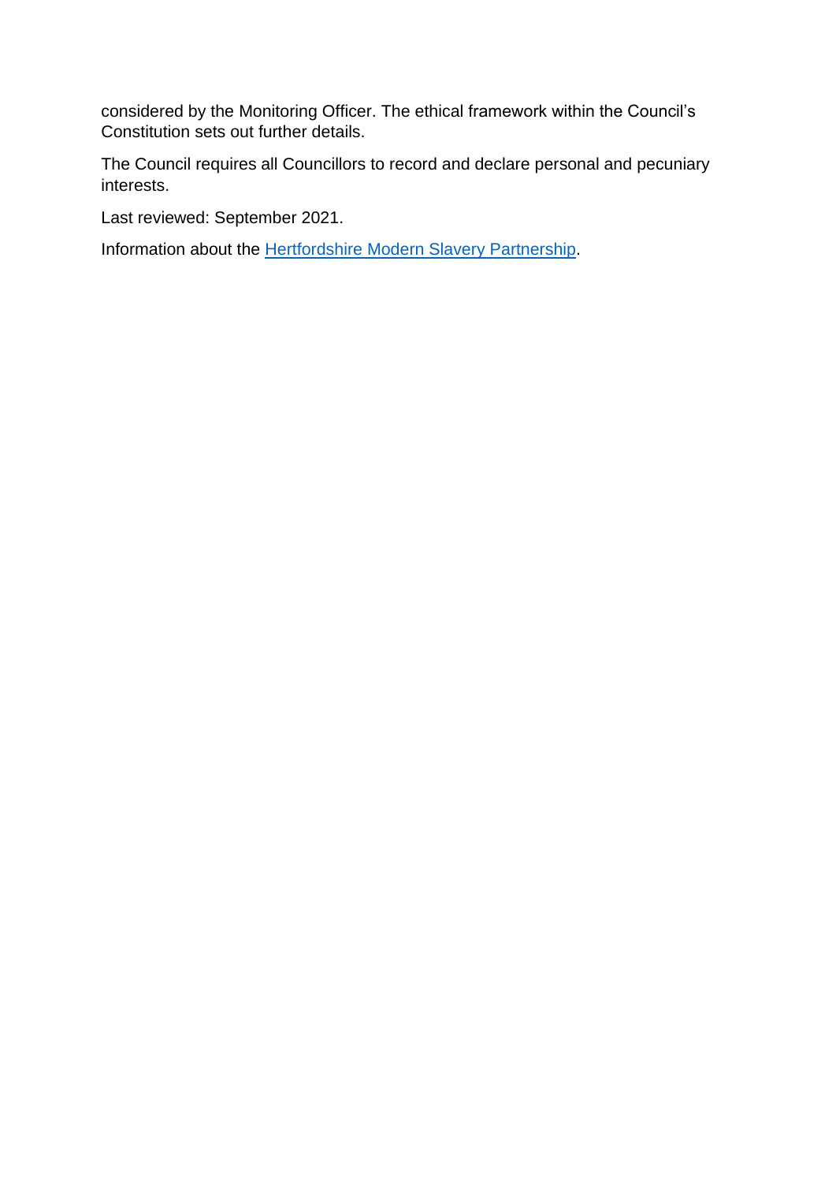considered by the Monitoring Officer. The ethical framework within the Council's Constitution sets out further details.

The Council requires all Councillors to record and declare personal and pecuniary interests.

Last reviewed: September 2021.

Information about the [Hertfordshire Modern Slavery Partnership](#).